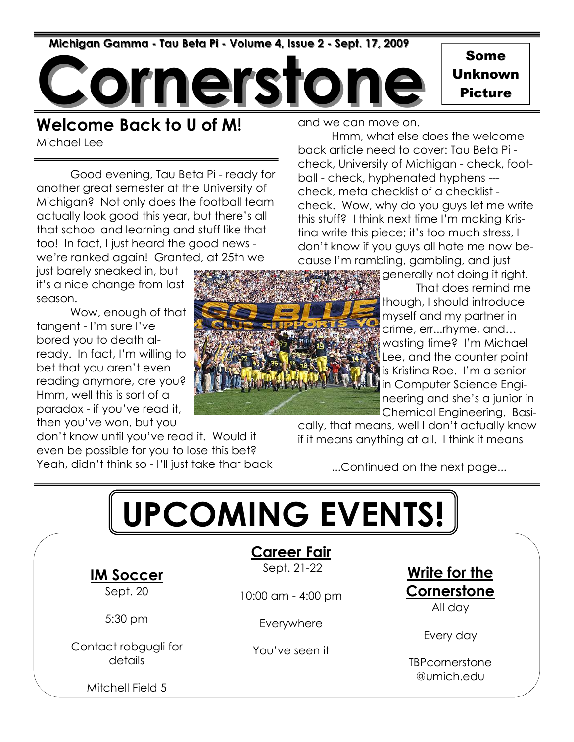Michigan Gamma - Tau Beta Pi - Volume 4, Issue 2 - Sept. 17, 2009

# Cornerstone

Some Unknown Picture

## Welcome Back to U of M!

Michael Lee

Good evening, Tau Beta Pi - ready for another great semester at the University of Michigan? Not only does the football team actually look good this year, but there's all that school and learning and stuff like that too! In fact, I just heard the good news - we're ranked again! Granted, at 25th we just barely sneaked in, but it's a nice change from last season.

Wow, enough of that tangent - I'm sure I've bored you to death already. In fact, I'm willing to bet that you aren't even reading anymore, are you? Hmm, well this is sort of a paradox - if you've read it, then you've won, but you don't know until you've read it. Would it even be possible for you to lose this bet? Yeah, didn't think so - I'll just take that back and we can move on.

Hmm, what else does the welcome back article need to cover: Tau Beta Pi - check, University of Michigan - check, football - check, hyphenated hyphens --- check, meta checklist of a checklist - check. Wow, why do you guys let me write this stuff? I think next time I'm making Kristina write this piece; it's too much stress, I don't know if you guys all hate me now because I'm rambling, gambling, and just generally not doing it right.

That does remind me though, I should introduce myself and my partner in crime, err...rhyme, and… wasting time? I'm Michael Lee, and the counter point is Kristina Roe. I'm a senior in Computer Science Engineering and she's a junior in Chemical Engineering. Basically, that means, well I don't actually know if it means anything at all. I think it means

...Continued on the next page...

# UPCOMING EVENTS!

### IM Soccer

Sept. 20

5:30 pm

Contact robgugli for details

Mitchell Field 5

### Career Fair

Sept. 21-22

10:00 am - 4:00 pm

Everywhere

You've seen it

### Write for the Cornerstone

All day

Every day

TBPcornerstone@umich.edu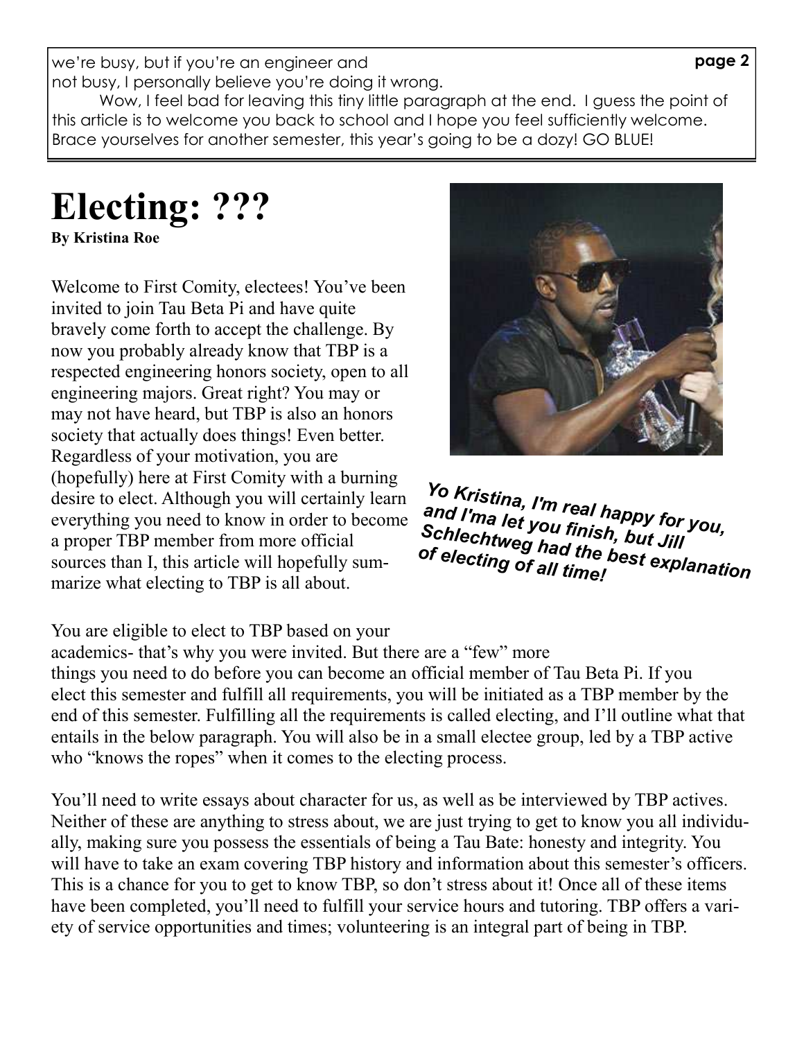we're busy, but if you're an engineer and not busy, I personally believe you're doing it wrong.

Wow, I feel bad for leaving this tiny little paragraph at the end. I guess the point of this article is to welcome you back to school and I hope you feel sufficiently welcome. Brace yourselves for another semester, this year's going to be a dozy! GO BLUE!

# Electing: ???

**By Kristina Roe**

Welcome to First Comity, electees! You've been invited to join Tau Beta Pi and have quite bravely come forth to accept the challenge. By now you probably already know that TBP is a respected engineering honors society, open to all engineering majors. Great right? You may or may not have heard, but TBP is also an honors society that actually does things! Even better. Regardless of your motivation, you are (hopefully) here at First Comity with a burning desire to elect. Although you will certainly learn everything you need to know in order to become a proper TBP member from more official sources than I, this article will hopefully summarize what electing to TBP is all about.

***Yo Kristina, I'm real happy for you, and I'ma let you finish, but Jill Schlechtweg had the best explanation of electing of all time!***

You are eligible to elect to TBP based on your academics- that's why you were invited. But there are a "few" more things you need to do before you can become an official member of Tau Beta Pi. If you elect this semester and fulfill all requirements, you will be initiated as a TBP member by the end of this semester. Fulfilling all the requirements is called electing, and I'll outline what that entails in the below paragraph. You will also be in a small electee group, led by a TBP active who "knows the ropes" when it comes to the electing process.

You'll need to write essays about character for us, as well as be interviewed by TBP actives. Neither of these are anything to stress about, we are just trying to get to know you all individually, making sure you possess the essentials of being a Tau Bate: honesty and integrity. You will have to take an exam covering TBP history and information about this semester's officers. This is a chance for you to get to know TBP, so don't stress about it! Once all of these items have been completed, you'll need to fulfill your service hours and tutoring. TBP offers a variety of service opportunities and times; volunteering is an integral part of being in TBP.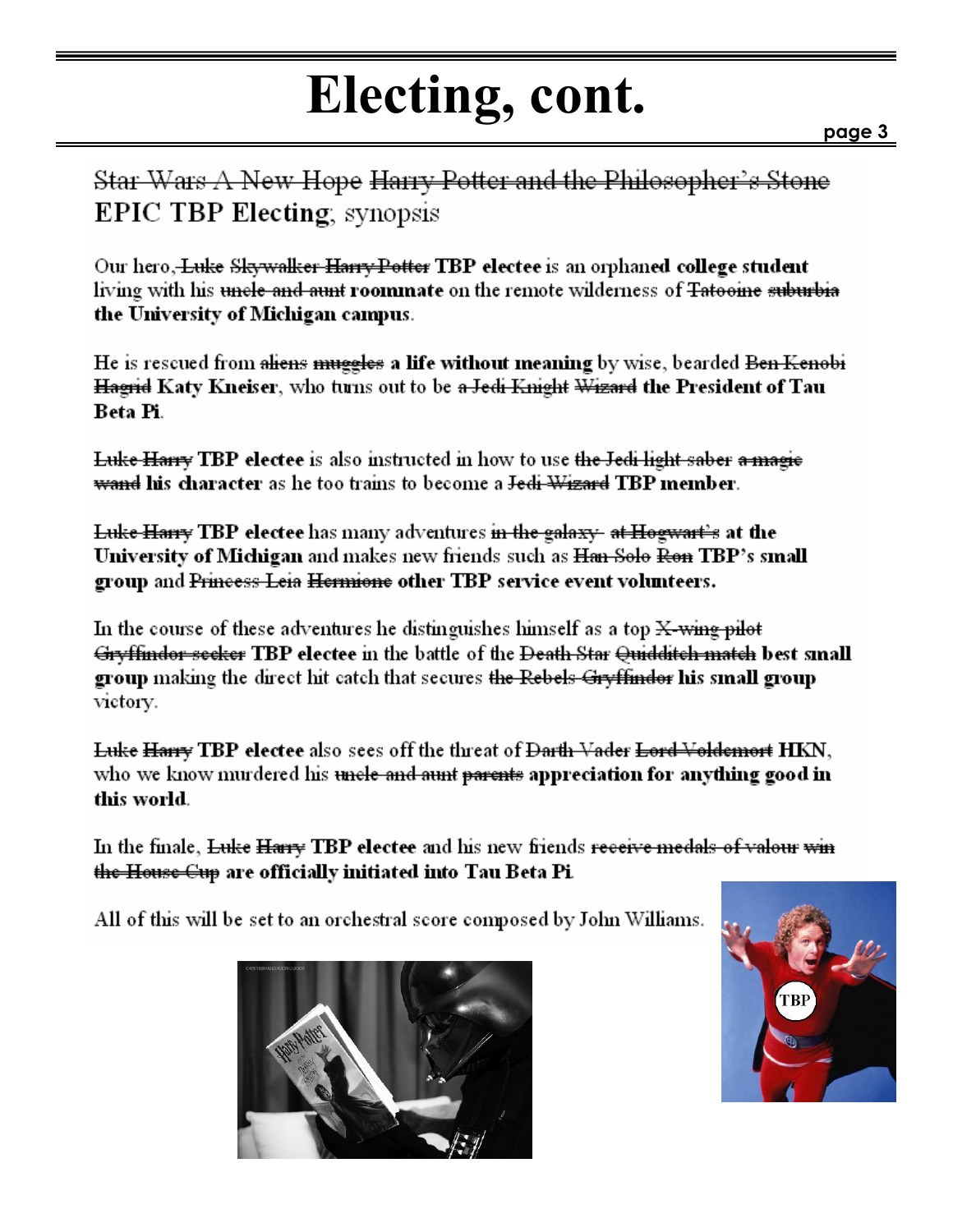# Electing, cont.

~~Star Wars A New Hope~~ ~~Harry Potter and the Philosopher's Stone~~ **EPIC TBP Electing**, synopsis

Our hero, ~~Luke Skywalker~~ ~~Harry Potter~~ **TBP electee** is an orphaned **college student** living with his ~~uncle and aunt~~ **roommate** on the remote wilderness of ~~Tatooine~~ ~~suburbia~~ **the University of Michigan campus**.

He is rescued from ~~aliens~~ ~~muggles~~ **a life without meaning** by wise, bearded ~~Ben Kenobi~~ ~~Hagrid~~ **Katy Kneiser**, who turns out to be ~~a Jedi Knight~~ ~~Wizard~~ **the President of Tau Beta Pi**.

~~Luke~~ ~~Harry~~ **TBP electee** is also instructed in how to use ~~the Jedi light saber~~ ~~a magic wand~~ **his character** as he too trains to become a ~~Jedi~~ ~~Wizard~~ **TBP member**.

~~Luke~~ ~~Harry~~ **TBP electee** has many adventures ~~in the galaxy~~ ~~at Hogwart's~~ **at the University of Michigan** and makes new friends such as ~~Han Solo~~ ~~Ron~~ **TBP's small group** and ~~Princess Leia~~ ~~Hermione~~ **other TBP service event volunteers.**

In the course of these adventures he distinguishes himself as a top ~~X-wing pilot~~ ~~Gryffindor seeker~~ **TBP electee** in the battle of the ~~Death Star~~ ~~Quidditch match~~ **best small group** making the direct hit catch that secures ~~the Rebels~~ ~~Gryffindor~~ **his small group** victory.

~~Luke~~ ~~Harry~~ **TBP electee** also sees off the threat of ~~Darth Vader~~ ~~Lord Voldemort~~ **HKN**, who we know murdered his ~~uncle and aunt~~ ~~parents~~ **appreciation for anything good in this world**.

In the finale, ~~Luke~~ ~~Harry~~ **TBP electee** and his new friends ~~receive medals of valour~~ ~~win the House Cup~~ **are officially initiated into Tau Beta Pi**.

All of this will be set to an orchestral score composed by John Williams.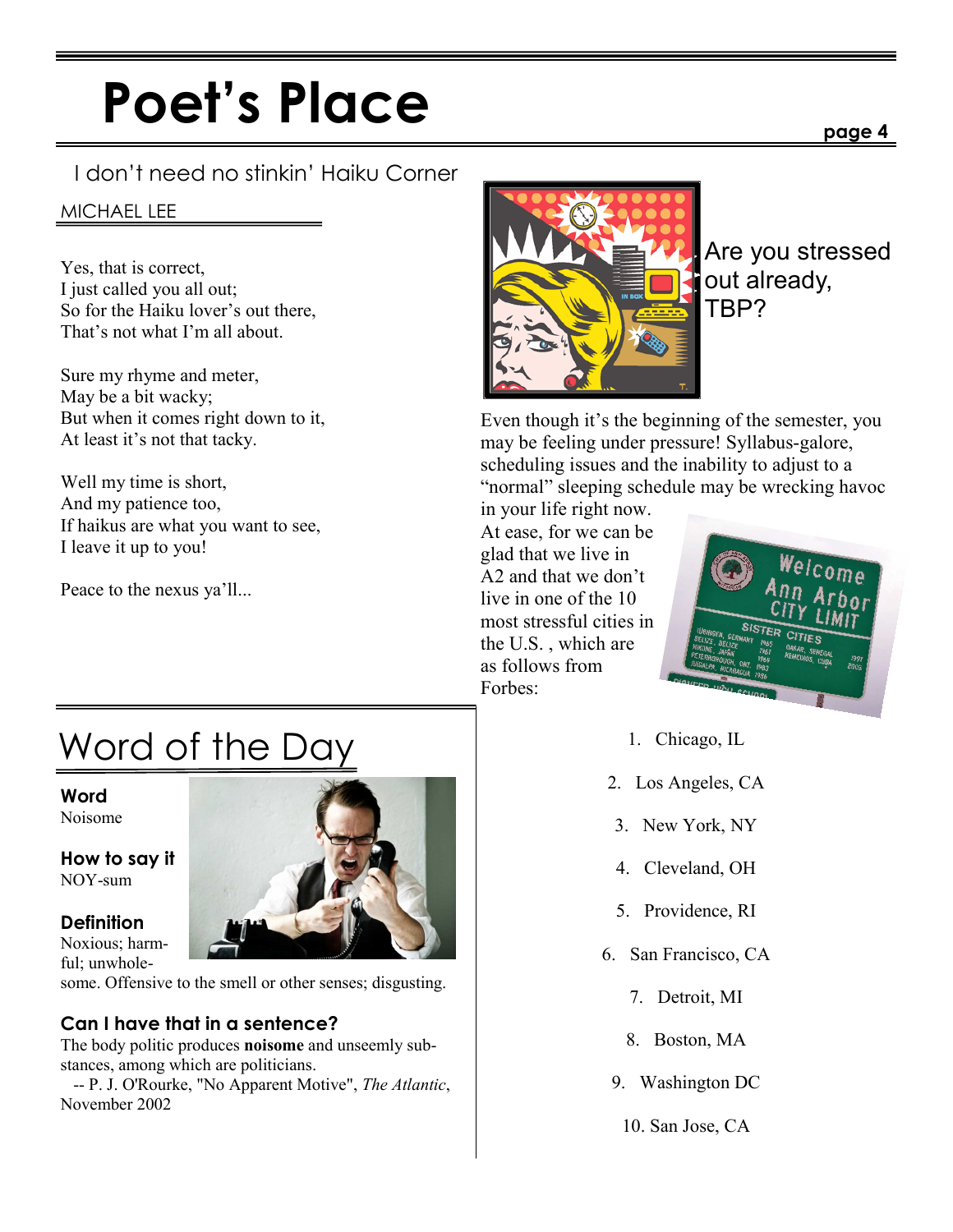# Poet's Place

## I don't need no stinkin' Haiku Corner

MICHAEL LEE

Yes, that is correct,
I just called you all out;
So for the Haiku lover's out there,
That's not what I'm all about.

Sure my rhyme and meter,
May be a bit wacky;
But when it comes right down to it,
At least it's not that tacky.

Well my time is short,
And my patience too,
If haikus are what you want to see,
I leave it up to you!

Peace to the nexus ya'll...

## Word of the Day

**Word**
Noisome

**How to say it**
NOY-sum

**Definition**
Noxious; harmful; unwholesome. Offensive to the smell or other senses; disgusting.

**Can I have that in a sentence?**
The body politic produces **noisome** and unseemly substances, among which are politicians.
-- P. J. O'Rourke, "No Apparent Motive", *The Atlantic*, November 2002

## Are you stressed out already, TBP?

Even though it's the beginning of the semester, you may be feeling under pressure! Syllabus-galore, scheduling issues and the inability to adjust to a "normal" sleeping schedule may be wrecking havoc in your life right now. At ease, for we can be glad that we live in A2 and that we don't live in one of the 10 most stressful cities in the U.S. , which are as follows from Forbes:

1. Chicago, IL
2. Los Angeles, CA
3. New York, NY
4. Cleveland, OH
5. Providence, RI
6. San Francisco, CA
7. Detroit, MI
8. Boston, MA
9. Washington DC
10. San Jose, CA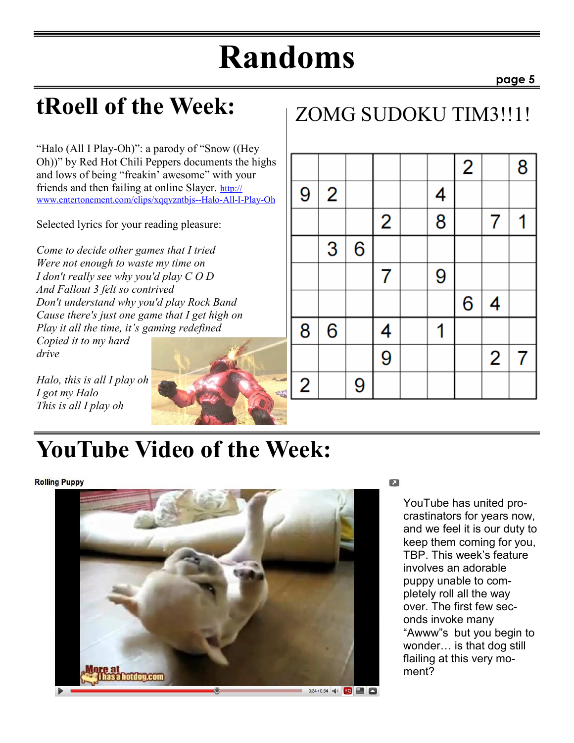# Randoms

## tRoell of the Week:

"Halo (All I Play-Oh)": a parody of "Snow ((Hey Oh))" by Red Hot Chili Peppers documents the highs and lows of being "freakin' awesome" with your friends and then failing at online Slayer. http://www.entertonement.com/clips/xqqvzntbjs--Halo-All-I-Play-Oh

Selected lyrics for your reading pleasure:

*Come to decide other games that I tried*
*Were not enough to waste my time on*
*I don't really see why you'd play C O D*
*And Fallout 3 felt so contrived*
*Don't understand why you'd play Rock Band*
*Cause there's just one game that I get high on*
*Play it all the time, it's gaming redefined*
*Copied it to my hard drive*

*Halo, this is all I play oh*
*I got my Halo*
*This is all I play oh*

## ZOMG SUDOKU TIM3!!1!

| | | | | | | | | |
|---|---|---|---|---|---|---|---|---|
| | | | | | | 2 | | 8 |
| 9 | 2 | | | | 4 | | | |
| | | | 2 | | 8 | | 7 | 1 |
| | 3 | 6 | | | | | | |
| | | | 7 | | 9 | | | |
| | | | | | | 6 | 4 | |
| 8 | 6 | | 4 | | 1 | | | |
| | | | 9 | | | | 2 | 7 |
| 2 | | 9 | | | | | | |

## YouTube Video of the Week:

Rolling Puppy

YouTube has united procrastinators for years now, and we feel it is our duty to keep them coming for you, TBP. This week's feature involves an adorable puppy unable to completely roll all the way over. The first few seconds invoke many "Awww"s but you begin to wonder… is that dog still flailing at this very moment?